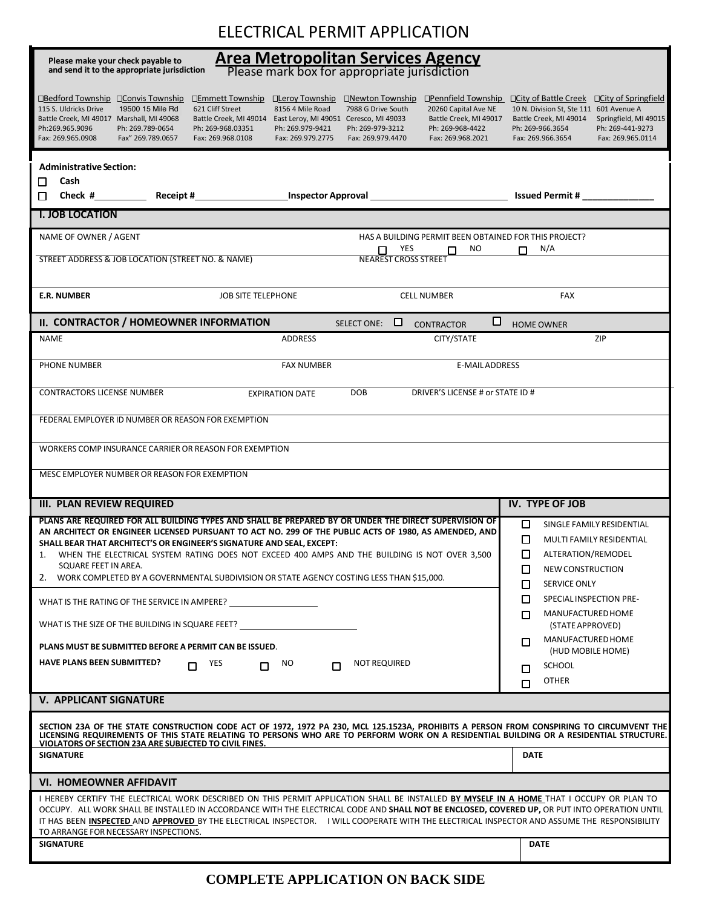# ELECTRICAL PERMIT APPLICATION

**Please make your check payable to and send it to the appropriate jurisdiction**

## Area Metropolitan Services Agency

Please mark box for appropriate jurisdiction

| ☐Bedford Township | ☐Convis Township | ☐Emmett Township | ☐Leroy Township | ☐Newton Township | ☐Pennfield Township | ☐City of Battle Creek | ☐City of Springfield |
|---|---|---|---|---|---|---|---|
| 115 S. Uldricks Drive | 19500 15 Mile Rd | 621 Cliff Street | 8156 4 Mile Road | 7988 G Drive South | 20260 Capital Ave NE | 10 N. Division St, Ste 111 | 601 Avenue A |
| Battle Creek, MI 49017 | Marshall, MI 49068 | Battle Creek, MI 49014 | East Leroy, MI 49051 | Ceresco, MI 49033 | Battle Creek, MI 49017 | Battle Creek, MI 49014 | Springfield, MI 49015 |
| Ph:269.965.9096 | Ph: 269.789-0654 | Ph: 269-968.03351 | Ph: 269.979-9421 | Ph: 269-979-3212 | Ph: 269-968-4422 | Ph: 269-966.3654 | Ph: 269-441-9273 |
| Fax: 269.965.0908 | Fax" 269.789.0657 | Fax: 269.968.0108 | Fax: 269.979.2775 | Fax: 269.979.4470 | Fax: 269.968.2021 | Fax: 269.966.3654 | Fax: 269.965.0114 |

**Administrative Section:**

☐ **Cash**

☐ **Check #**__________ **Receipt #**__________________ **Inspector Approval** ___________________________ **Issued Permit #** ______________

## I. JOB LOCATION

NAME OF OWNER / AGENT

HAS A BUILDING PERMIT BEEN OBTAINED FOR THIS PROJECT? ☐ YES ☐ NO ☐ N/A

STREET ADDRESS & JOB LOCATION (STREET NO. & NAME)

NEAREST CROSS STREET

**E.R. NUMBER** | JOB SITE TELEPHONE | CELL NUMBER | FAX

## II. CONTRACTOR / HOMEOWNER INFORMATION

SELECT ONE: ☐ CONTRACTOR ☐ HOME OWNER

NAME | ADDRESS | CITY/STATE | ZIP

PHONE NUMBER | FAX NUMBER | E-MAIL ADDRESS

CONTRACTORS LICENSE NUMBER | EXPIRATION DATE | DOB | DRIVER'S LICENSE # or STATE ID #

FEDERAL EMPLOYER ID NUMBER OR REASON FOR EXEMPTION

WORKERS COMP INSURANCE CARRIER OR REASON FOR EXEMPTION

MESC EMPLOYER NUMBER OR REASON FOR EXEMPTION

## III. PLAN REVIEW REQUIRED

**PLANS ARE REQUIRED FOR ALL BUILDING TYPES AND SHALL BE PREPARED BY OR UNDER THE DIRECT SUPERVISION OF AN ARCHITECT OR ENGINEER LICENSED PURSUANT TO ACT NO. 299 OF THE PUBLIC ACTS OF 1980, AS AMENDED, AND SHALL BEAR THAT ARCHITECT'S OR ENGINEER'S SIGNATURE AND SEAL, EXCEPT:**

1. WHEN THE ELECTRICAL SYSTEM RATING DOES NOT EXCEED 400 AMPS AND THE BUILDING IS NOT OVER 3,500 SQUARE FEET IN AREA.
2. WORK COMPLETED BY A GOVERNMENTAL SUBDIVISION OR STATE AGENCY COSTING LESS THAN $15,000.

WHAT IS THE RATING OF THE SERVICE IN AMPERE? ____________________

WHAT IS THE SIZE OF THE BUILDING IN SQUARE FEET? __________________________

**PLANS MUST BE SUBMITTED BEFORE A PERMIT CAN BE ISSUED**.

**HAVE PLANS BEEN SUBMITTED?** ☐ YES ☐ NO ☐ NOT REQUIRED

## IV. TYPE OF JOB

- ☐ SINGLE FAMILY RESIDENTIAL
- ☐ MULTI FAMILY RESIDENTIAL
- ☐ ALTERATION/REMODEL
- ☐ NEW CONSTRUCTION
- ☐ SERVICE ONLY
- ☐ SPECIAL INSPECTION PRE-
- ☐ MANUFACTURED HOME (STATE APPROVED)
- ☐ MANUFACTURED HOME (HUD MOBILE HOME)
- ☐ SCHOOL
- ☐ OTHER

## V. APPLICANT SIGNATURE

**SECTION 23A OF THE STATE CONSTRUCTION CODE ACT OF 1972, 1972 PA 230, MCL 125.1523A, PROHIBITS A PERSON FROM CONSPIRING TO CIRCUMVENT THE LICENSING REQUIREMENTS OF THIS STATE RELATING TO PERSONS WHO ARE TO PERFORM WORK ON A RESIDENTIAL BUILDING OR A RESIDENTIAL STRUCTURE. VIOLATORS OF SECTION 23A ARE SUBJECTED TO CIVIL FINES.**

**SIGNATURE** | **DATE**

## VI. HOMEOWNER AFFIDAVIT

I HEREBY CERTIFY THE ELECTRICAL WORK DESCRIBED ON THIS PERMIT APPLICATION SHALL BE INSTALLED **BY MYSELF IN A HOME** THAT I OCCUPY OR PLAN TO OCCUPY. ALL WORK SHALL BE INSTALLED IN ACCORDANCE WITH THE ELECTRICAL CODE AND **SHALL NOT BE ENCLOSED, COVERED UP,** OR PUT INTO OPERATION UNTIL IT HAS BEEN **INSPECTED** AND **APPROVED** BY THE ELECTRICAL INSPECTOR. I WILL COOPERATE WITH THE ELECTRICAL INSPECTOR AND ASSUME THE RESPONSIBILITY TO ARRANGE FOR NECESSARY INSPECTIONS.

**SIGNATURE** | **DATE**

**COMPLETE APPLICATION ON BACK SIDE**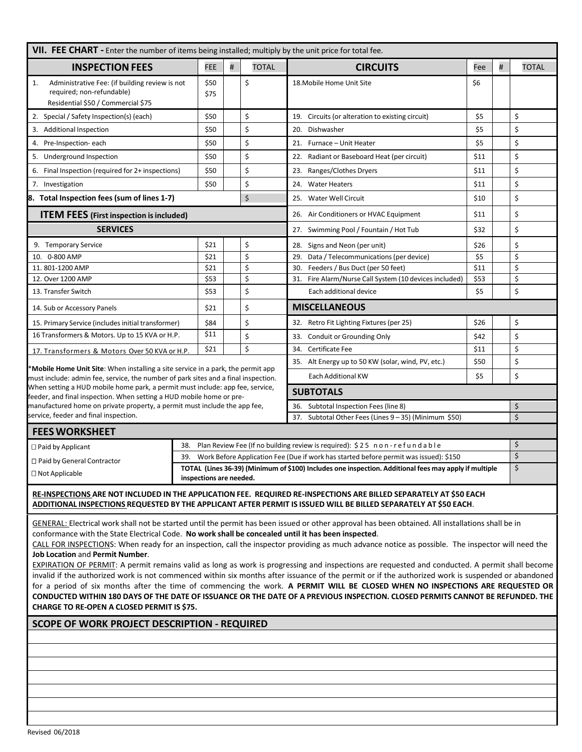## VII. FEE CHART - Enter the number of items being installed; multiply by the unit price for total fee.

| INSPECTION FEES | FEE | # | TOTAL | CIRCUITS | Fee | # | TOTAL |
|---|---|---|---|---|---|---|---|
| 1. Administrative Fee: (if building review is not required; non-refundable) Residential $50 / Commercial $75 | $50 $75 | | $ | 18.Mobile Home Unit Site | $6 | | |
| 2. Special / Safety Inspection(s) (each) | $50 | | $ | 19. Circuits (or alteration to existing circuit) | $5 | | $ |
| 3. Additional Inspection | $50 | | $ | 20. Dishwasher | $5 | | $ |
| 4. Pre-Inspection- each | $50 | | $ | 21. Furnace – Unit Heater | $5 | | $ |
| 5. Underground Inspection | $50 | | $ | 22. Radiant or Baseboard Heat (per circuit) | $11 | | $ |
| 6. Final Inspection (required for 2+ inspections) | $50 | | $ | 23. Ranges/Clothes Dryers | $11 | | $ |
| 7. Investigation | $50 | | $ | 24. Water Heaters | $11 | | $ |
| **8. Total Inspection fees (sum of lines 1-7)** | | | $ | 25. Water Well Circuit | $10 | | $ |
| **ITEM FEES (First inspection is included)** | | | | 26. Air Conditioners or HVAC Equipment | $11 | | $ |
| **SERVICES** | | | | 27. Swimming Pool / Fountain / Hot Tub | $32 | | $ |
| 9. Temporary Service | $21 | | $ | 28. Signs and Neon (per unit) | $26 | | $ |
| 10. 0-800 AMP | $21 | | $ | 29. Data / Telecommunications (per device) | $5 | | $ |
| 11. 801-1200 AMP | $21 | | $ | 30. Feeders / Bus Duct (per 50 feet) | $11 | | $ |
| 12. Over 1200 AMP | $53 | | $ | 31. Fire Alarm/Nurse Call System (10 devices included) | $53 | | $ |
| 13. Transfer Switch | $53 | | $ | Each additional device | $5 | | $ |
| 14. Sub or Accessory Panels | $21 | | $ | **MISCELLANEOUS** | | | |
| 15. Primary Service (includes initial transformer) | $84 | | $ | 32. Retro Fit Lighting Fixtures (per 25) | $26 | | $ |
| 16 Transformers & Motors. Up to 15 KVA or H.P. | $11 | | $ | 33. Conduit or Grounding Only | $42 | | $ |
| 17. Transformers & Motors Over 50 KVA or H.P. | $21 | | $ | 34. Certificate Fee | $11 | | $ |
| | | | | 35. Alt Energy up to 50 KW (solar, wind, PV, etc.) | $50 | | $ |
| | | | | Each Additional KW | $5 | | $ |
| | | | | **SUBTOTALS** | | | |
| | | | | 36. Subtotal Inspection Fees (line 8) | | | $ |
| | | | | 37. Subtotal Other Fees (Lines 9 – 35) (Minimum $50) | | | $ |

***Mobile Home Unit Site**: When installing a site service in a park, the permit app must include: admin fee, service, the number of park sites and a final inspection. When setting a HUD mobile home park, a permit must include: app fee, service, feeder, and final inspection. When setting a HUD mobile home or pre-manufactured home on private property, a permit must include the app fee, service, feeder and final inspection.

## FEES WORKSHEET

| | | |
|---|---|---|
| ☐ Paid by Applicant | 38. Plan Review Fee (If no building review is required): $25 non-refundable | $ |
| ☐ Paid by General Contractor | 39. Work Before Application Fee (Due if work has started before permit was issued): $150 | $ |
| ☐ Not Applicable | **TOTAL (Lines 36-39) (Minimum of $100) Includes one inspection. Additional fees may apply if multiple inspections are needed.** | $ |

**RE-INSPECTIONS ARE NOT INCLUDED IN THE APPLICATION FEE. REQUIRED RE-INSPECTIONS ARE BILLED SEPARATELY AT $50 EACH ADDITIONAL INSPECTIONS REQUESTED BY THE APPLICANT AFTER PERMIT IS ISSUED WILL BE BILLED SEPARATELY AT $50 EACH**.

GENERAL: Electrical work shall not be started until the permit has been issued or other approval has been obtained. All installations shall be in conformance with the State Electrical Code. **No work shall be concealed until it has been inspected**.

CALL FOR INSPECTIONS: When ready for an inspection, call the inspector providing as much advance notice as possible. The inspector will need the **Job Location** and **Permit Number**.

EXPIRATION OF PERMIT: A permit remains valid as long as work is progressing and inspections are requested and conducted. A permit shall become invalid if the authorized work is not commenced within six months after issuance of the permit or if the authorized work is suspended or abandoned for a period of six months after the time of commencing the work. **A PERMIT WILL BE CLOSED WHEN NO INSPECTIONS ARE REQUESTED OR CONDUCTED WITHIN 180 DAYS OF THE DATE OF ISSUANCE OR THE DATE OF A PREVIOUS INSPECTION. CLOSED PERMITS CANNOT BE REFUNDED. THE CHARGE TO RE-OPEN A CLOSED PERMIT IS $75.**

## SCOPE OF WORK PROJECT DESCRIPTION - REQUIRED

Revised 06/2018